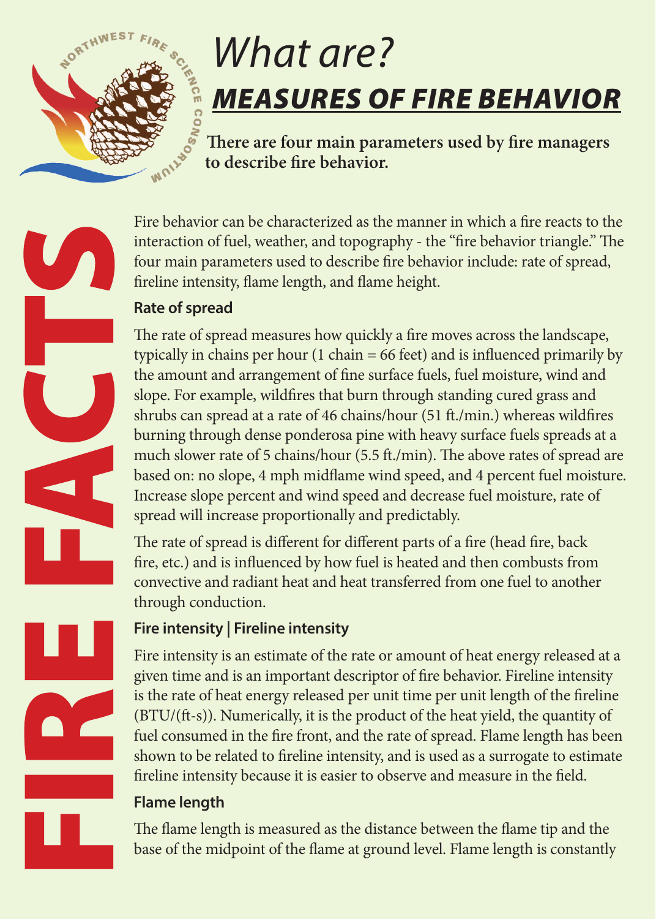# What are?

## MEASURES OF FIRE BEHAVIOR

**There are four main parameters used by fire managers to describe fire behavior.**

Fire behavior can be characterized as the manner in which a fire reacts to the interaction of fuel, weather, and topography - the "fire behavior triangle." The four main parameters used to describe fire behavior include: rate of spread, fireline intensity, flame length, and flame height.

### Rate of spread

The rate of spread measures how quickly a fire moves across the landscape, typically in chains per hour (1 chain = 66 feet) and is influenced primarily by the amount and arrangement of fine surface fuels, fuel moisture, wind and slope. For example, wildfires that burn through standing cured grass and shrubs can spread at a rate of 46 chains/hour (51 ft./min.) whereas wildfires burning through dense ponderosa pine with heavy surface fuels spreads at a much slower rate of 5 chains/hour (5.5 ft./min). The above rates of spread are based on: no slope, 4 mph midflame wind speed, and 4 percent fuel moisture. Increase slope percent and wind speed and decrease fuel moisture, rate of spread will increase proportionally and predictably.

The rate of spread is different for different parts of a fire (head fire, back fire, etc.) and is influenced by how fuel is heated and then combusts from convective and radiant heat and heat transferred from one fuel to another through conduction.

### Fire intensity | Fireline intensity

Fire intensity is an estimate of the rate or amount of heat energy released at a given time and is an important descriptor of fire behavior. Fireline intensity is the rate of heat energy released per unit time per unit length of the fireline (BTU/(ft-s)). Numerically, it is the product of the heat yield, the quantity of fuel consumed in the fire front, and the rate of spread. Flame length has been shown to be related to fireline intensity, and is used as a surrogate to estimate fireline intensity because it is easier to observe and measure in the field.

### Flame length

The flame length is measured as the distance between the flame tip and the base of the midpoint of the flame at ground level. Flame length is constantly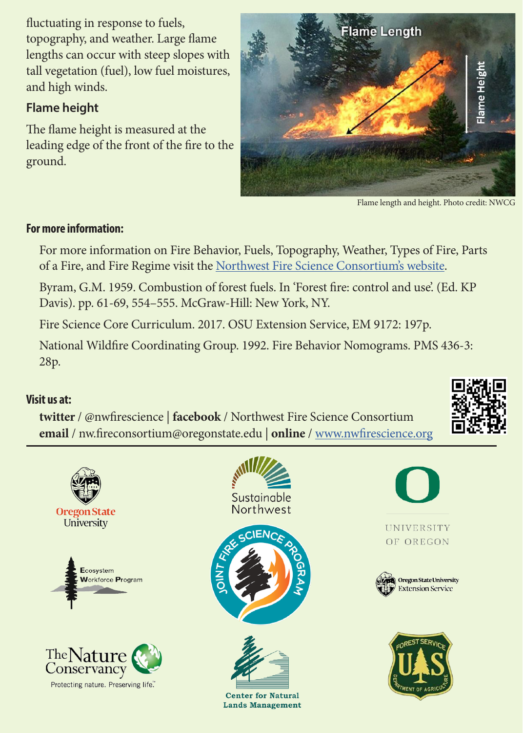fluctuating in response to fuels, topography, and weather. Large flame lengths can occur with steep slopes with tall vegetation (fuel), low fuel moistures, and high winds.

### Flame height

The flame height is measured at the leading edge of the front of the fire to the ground.

Flame Length

Flame Height

Flame length and height. Photo credit: NWCG

#### For more information:

For more information on Fire Behavior, Fuels, Topography, Weather, Types of Fire, Parts of a Fire, and Fire Regime visit the Northwest Fire Science Consortium's website.

Byram, G.M. 1959. Combustion of forest fuels. In 'Forest fire: control and use'. (Ed. KP Davis). pp. 61-69, 554–555. McGraw-Hill: New York, NY.

Fire Science Core Curriculum. 2017. OSU Extension Service, EM 9172: 197p.

National Wildfire Coordinating Group. 1992. Fire Behavior Nomograms. PMS 436-3: 28p.

#### Visit us at:

**twitter** / @nwfirescience | **facebook** / Northwest Fire Science Consortium
**email** / nw.fireconsortium@oregonstate.edu | **online** / www.nwfirescience.org